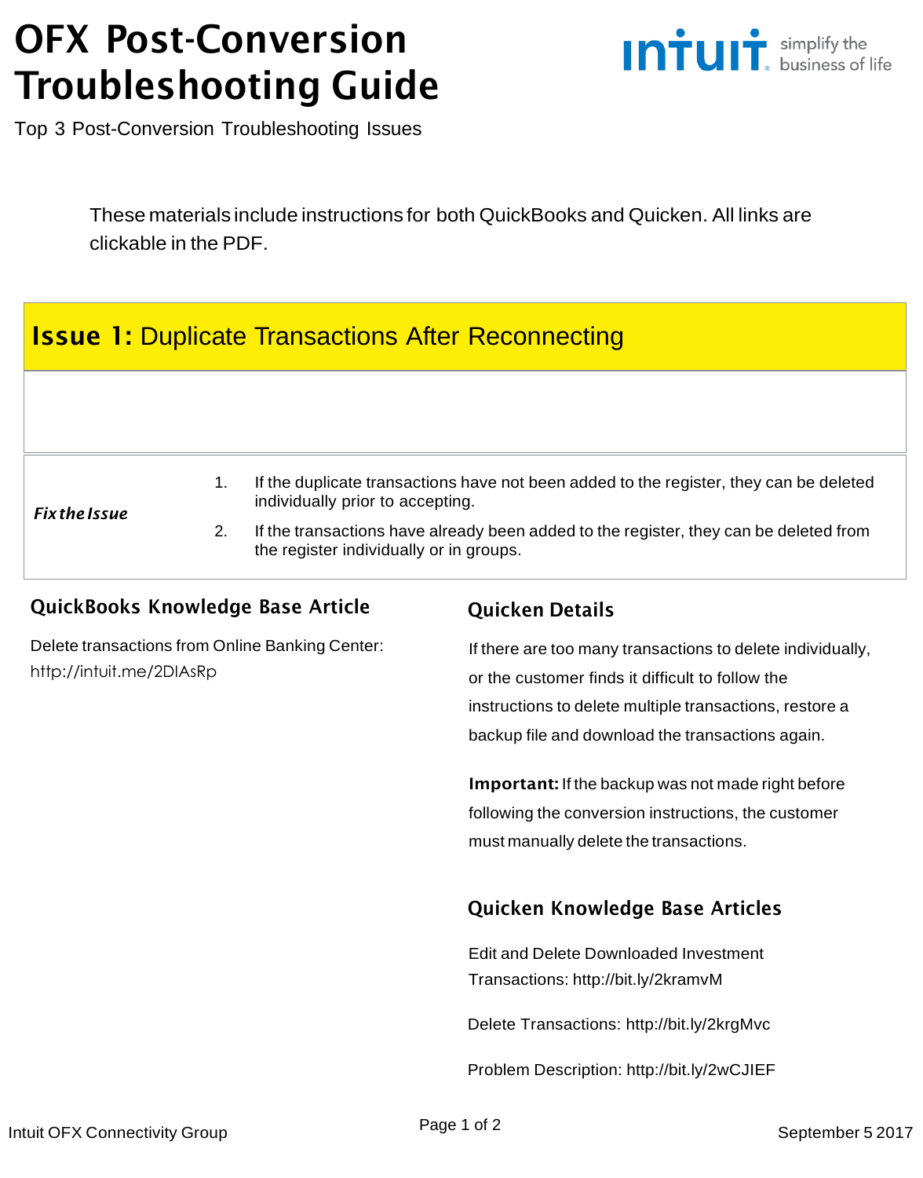# OFX Post-Conversion Troubleshooting Guide

Top 3 Post-Conversion Troubleshooting Issues

These materials include instructions for both QuickBooks and Quicken. All links are clickable in the PDF.

## **Issue 1:** Duplicate Transactions After Reconnecting

***Fix the Issue***

1. If the duplicate transactions have not been added to the register, they can be deleted individually prior to accepting.
2. If the transactions have already been added to the register, they can be deleted from the register individually or in groups.

### QuickBooks Knowledge Base Article

Delete transactions from Online Banking Center: http://intuit.me/2DIAsRp

### Quicken Details

If there are too many transactions to delete individually, or the customer finds it difficult to follow the instructions to delete multiple transactions, restore a backup file and download the transactions again.

**Important:** If the backup was not made right before following the conversion instructions, the customer must manually delete the transactions.

### Quicken Knowledge Base Articles

Edit and Delete Downloaded Investment Transactions: http://bit.ly/2kramvM

Delete Transactions: http://bit.ly/2krgMvc

Problem Description: http://bit.ly/2wCJIEF

Intuit OFX Connectivity Group

September 5 2017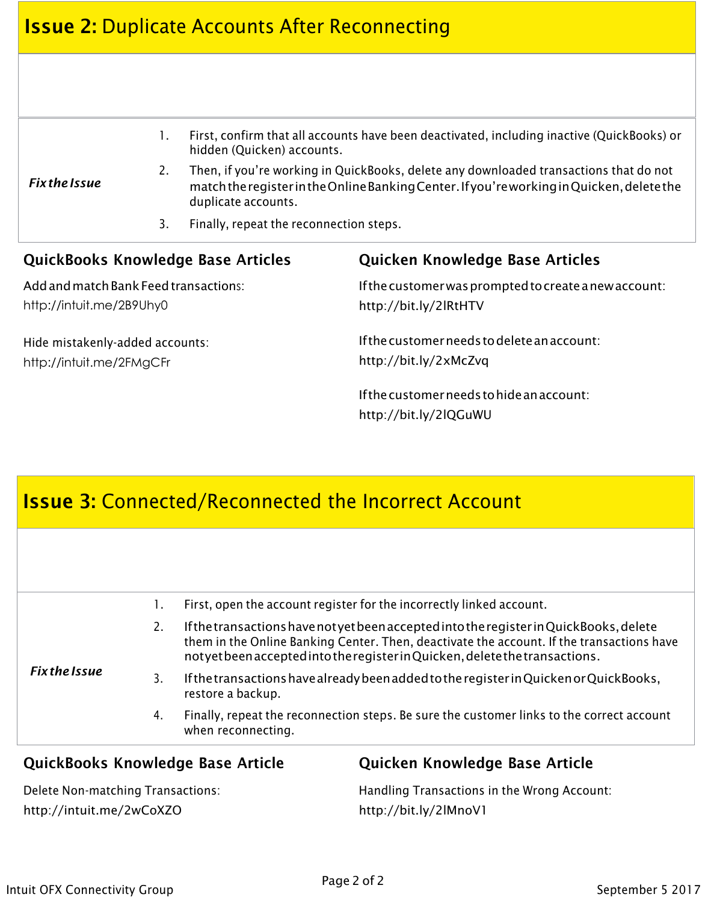## Issue 2: Duplicate Accounts After Reconnecting

| | |
|---|---|
| ***Fix the Issue*** | 1. First, confirm that all accounts have been deactivated, including inactive (QuickBooks) or hidden (Quicken) accounts.<br>2. Then, if you're working in QuickBooks, delete any downloaded transactions that do not match the register in the Online Banking Center. If you're working in Quicken, delete the duplicate accounts.<br>3. Finally, repeat the reconnection steps. |

### QuickBooks Knowledge Base Articles

Add and match Bank Feed transactions:
http://intuit.me/2B9Uhy0

Hide mistakenly-added accounts:
http://intuit.me/2FMgCFr

### Quicken Knowledge Base Articles

If the customer was prompted to create a new account:
http://bit.ly/2lRtHTV

If the customer needs to delete an account:
http://bit.ly/2xMcZvq

If the customer needs to hide an account:
http://bit.ly/2lQGuWU

## Issue 3: Connected/Reconnected the Incorrect Account

| | |
|---|---|
| ***Fix the Issue*** | 1. First, open the account register for the incorrectly linked account.<br>2. If the transactions have not yet been accepted into the register in QuickBooks, delete them in the Online Banking Center. Then, deactivate the account. If the transactions have not yet been accepted into the register in Quicken, delete the transactions.<br>3. If the transactions have already been added to the register in Quicken or QuickBooks, restore a backup.<br>4. Finally, repeat the reconnection steps. Be sure the customer links to the correct account when reconnecting. |

### QuickBooks Knowledge Base Article

Delete Non-matching Transactions:
http://intuit.me/2wCoXZO

### Quicken Knowledge Base Article

Handling Transactions in the Wrong Account:
http://bit.ly/2lMnoV1

Intuit OFX Connectivity Group

September 5 2017